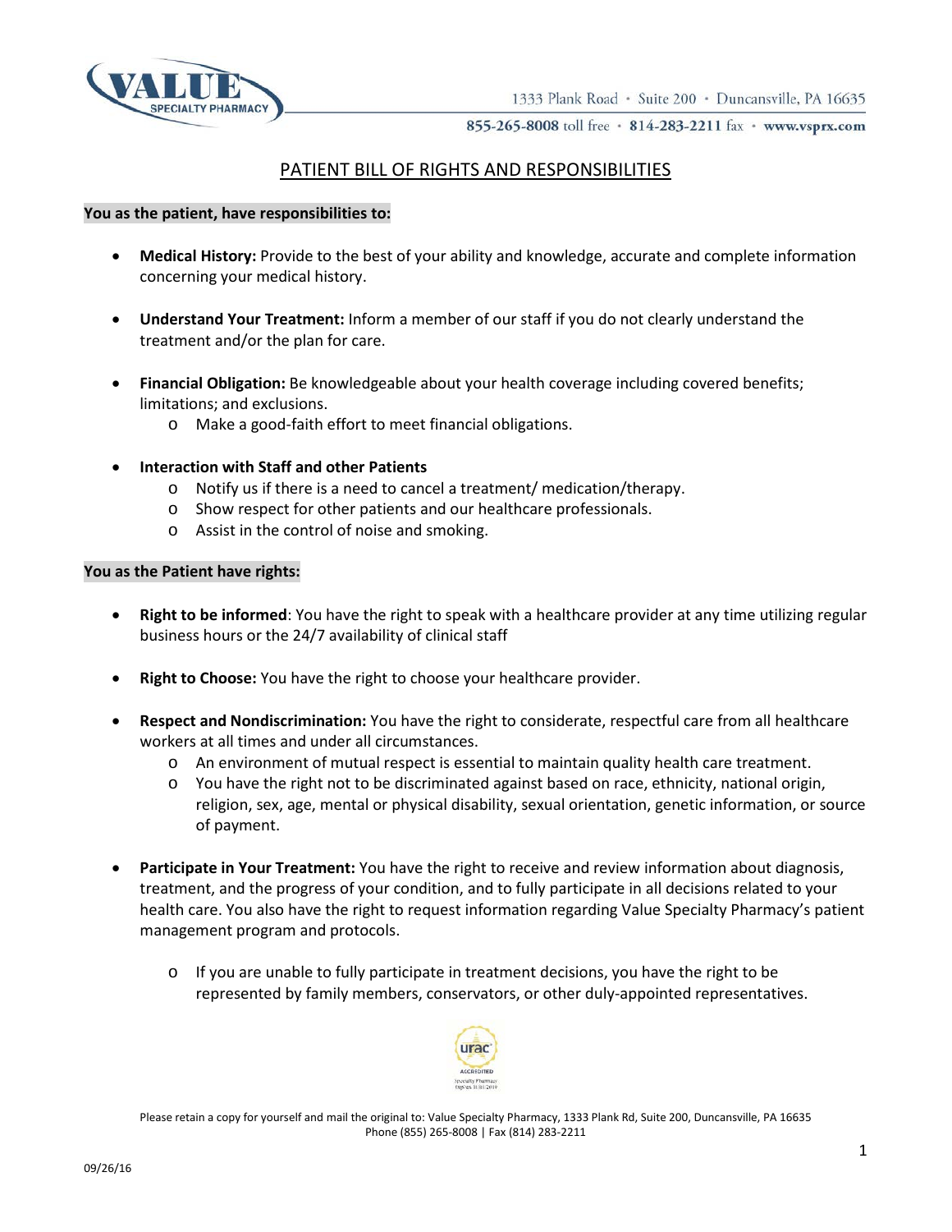1333 Plank Road • Suite 200 • Duncansville, PA 16635

855-265-8008 toll free • 814-283-2211 fax • www.vsprx.com

# PATIENT BILL OF RIGHTS AND RESPONSIBILITIES

**You as the patient, have responsibilities to:**

- **Medical History:** Provide to the best of your ability and knowledge, accurate and complete information concerning your medical history.
- **Understand Your Treatment:** Inform a member of our staff if you do not clearly understand the treatment and/or the plan for care.
- **Financial Obligation:** Be knowledgeable about your health coverage including covered benefits; limitations; and exclusions.
  - Make a good-faith effort to meet financial obligations.
- **Interaction with Staff and other Patients**
  - Notify us if there is a need to cancel a treatment/ medication/therapy.
  - Show respect for other patients and our healthcare professionals.
  - Assist in the control of noise and smoking.

**You as the Patient have rights:**

- **Right to be informed**: You have the right to speak with a healthcare provider at any time utilizing regular business hours or the 24/7 availability of clinical staff
- **Right to Choose:** You have the right to choose your healthcare provider.
- **Respect and Nondiscrimination:** You have the right to considerate, respectful care from all healthcare workers at all times and under all circumstances.
  - An environment of mutual respect is essential to maintain quality health care treatment.
  - You have the right not to be discriminated against based on race, ethnicity, national origin, religion, sex, age, mental or physical disability, sexual orientation, genetic information, or source of payment.
- **Participate in Your Treatment:** You have the right to receive and review information about diagnosis, treatment, and the progress of your condition, and to fully participate in all decisions related to your health care. You also have the right to request information regarding Value Specialty Pharmacy's patient management program and protocols.
  - If you are unable to fully participate in treatment decisions, you have the right to be represented by family members, conservators, or other duly-appointed representatives.

Please retain a copy for yourself and mail the original to: Value Specialty Pharmacy, 1333 Plank Rd, Suite 200, Duncansville, PA 16635
Phone (855) 265-8008 | Fax (814) 283-2211

09/26/16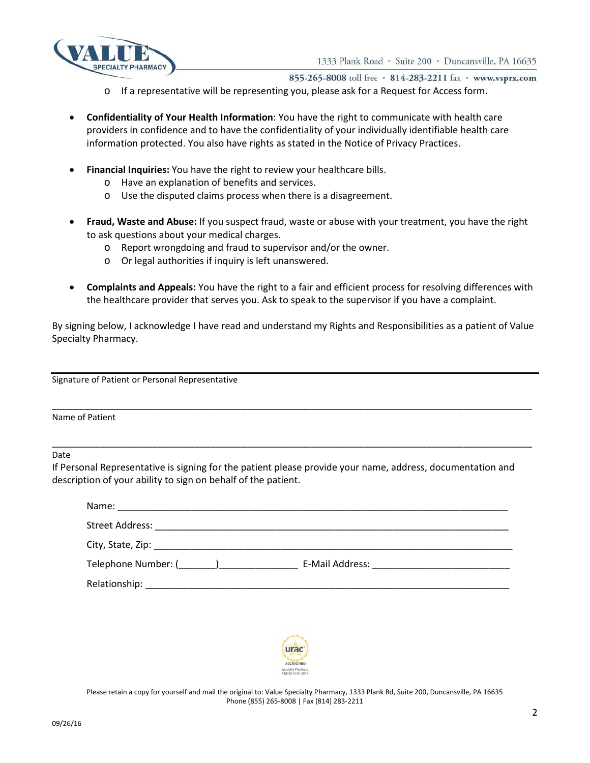- If a representative will be representing you, please ask for a Request for Access form.

- **Confidentiality of Your Health Information**: You have the right to communicate with health care providers in confidence and to have the confidentiality of your individually identifiable health care information protected. You also have rights as stated in the Notice of Privacy Practices.

- **Financial Inquiries:** You have the right to review your healthcare bills.
   - Have an explanation of benefits and services.
   - Use the disputed claims process when there is a disagreement.

- **Fraud, Waste and Abuse:** If you suspect fraud, waste or abuse with your treatment, you have the right to ask questions about your medical charges.
   - Report wrongdoing and fraud to supervisor and/or the owner.
   - Or legal authorities if inquiry is left unanswered.

- **Complaints and Appeals:** You have the right to a fair and efficient process for resolving differences with the healthcare provider that serves you. Ask to speak to the supervisor if you have a complaint.

By signing below, I acknowledge I have read and understand my Rights and Responsibilities as a patient of Value Specialty Pharmacy.

______________________________________________________________________________

Signature of Patient or Personal Representative

______________________________________________________________________________

Name of Patient

______________________________________________________________________________

Date

If Personal Representative is signing for the patient please provide your name, address, documentation and description of your ability to sign on behalf of the patient.

Name: ______________________________________________________________________

Street Address: ______________________________________________________________

City, State, Zip: ______________________________________________________________

Telephone Number: (_______)_______________ E-Mail Address: _________________________

Relationship: _________________________________________________________________

Please retain a copy for yourself and mail the original to: Value Specialty Pharmacy, 1333 Plank Rd, Suite 200, Duncansville, PA 16635
Phone (855) 265-8008 | Fax (814) 283-2211

09/26/16